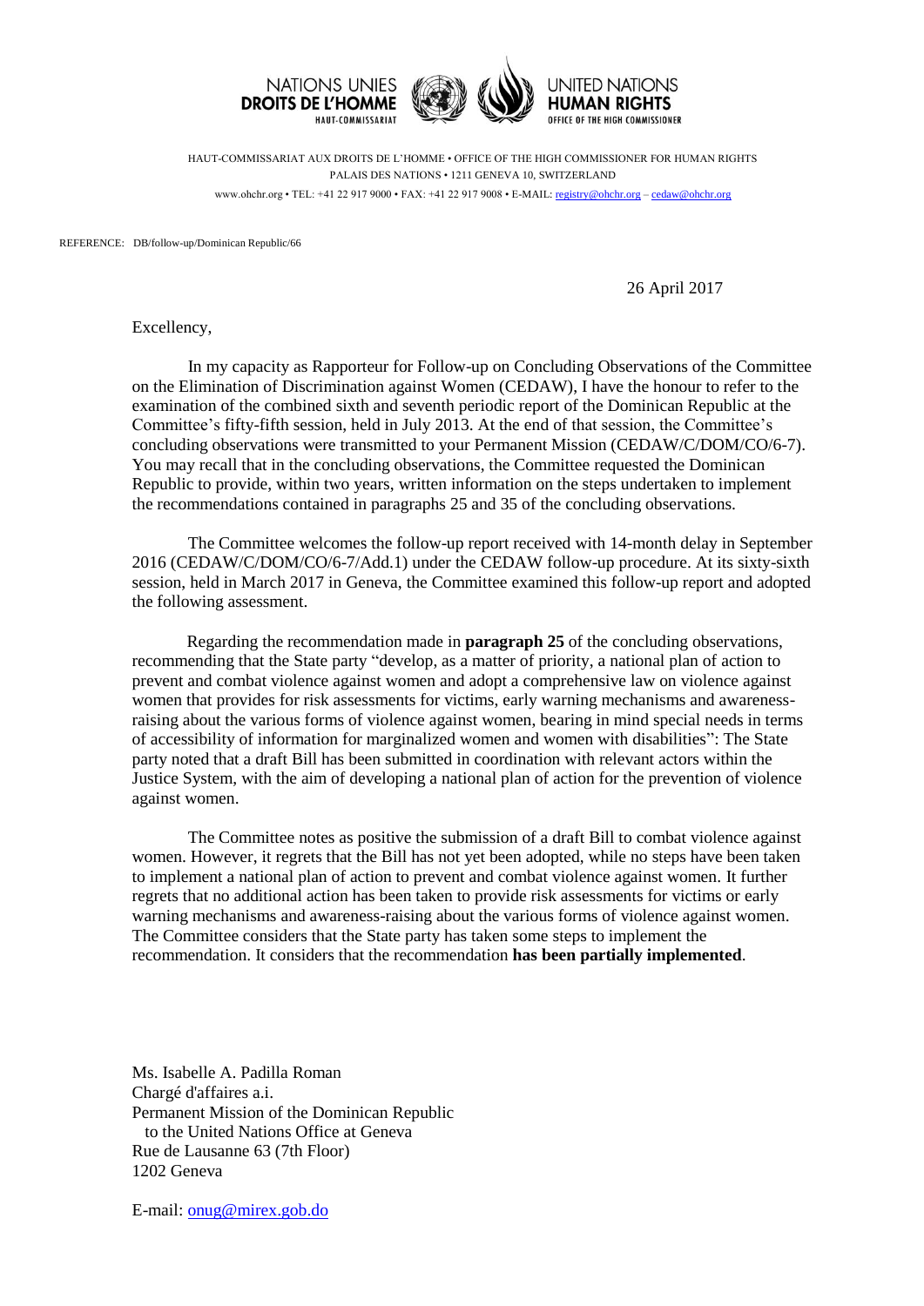NATIONS UNIES
**DROITS DE L'HOMME**
HAUT-COMMISSARIAT

UNITED NATIONS
**HUMAN RIGHTS**
OFFICE OF THE HIGH COMMISSIONER

HAUT-COMMISSARIAT AUX DROITS DE L'HOMME • OFFICE OF THE HIGH COMMISSIONER FOR HUMAN RIGHTS
PALAIS DES NATIONS • 1211 GENEVA 10, SWITZERLAND
www.ohchr.org • TEL: +41 22 917 9000 • FAX: +41 22 917 9008 • E-MAIL: registry@ohchr.org – cedaw@ohchr.org

REFERENCE: DB/follow-up/Dominican Republic/66

26 April 2017

Excellency,

In my capacity as Rapporteur for Follow-up on Concluding Observations of the Committee on the Elimination of Discrimination against Women (CEDAW), I have the honour to refer to the examination of the combined sixth and seventh periodic report of the Dominican Republic at the Committee's fifty-fifth session, held in July 2013. At the end of that session, the Committee's concluding observations were transmitted to your Permanent Mission (CEDAW/C/DOM/CO/6-7). You may recall that in the concluding observations, the Committee requested the Dominican Republic to provide, within two years, written information on the steps undertaken to implement the recommendations contained in paragraphs 25 and 35 of the concluding observations.

The Committee welcomes the follow-up report received with 14-month delay in September 2016 (CEDAW/C/DOM/CO/6-7/Add.1) under the CEDAW follow-up procedure. At its sixty-sixth session, held in March 2017 in Geneva, the Committee examined this follow-up report and adopted the following assessment.

Regarding the recommendation made in **paragraph 25** of the concluding observations, recommending that the State party "develop, as a matter of priority, a national plan of action to prevent and combat violence against women and adopt a comprehensive law on violence against women that provides for risk assessments for victims, early warning mechanisms and awareness-raising about the various forms of violence against women, bearing in mind special needs in terms of accessibility of information for marginalized women and women with disabilities": The State party noted that a draft Bill has been submitted in coordination with relevant actors within the Justice System, with the aim of developing a national plan of action for the prevention of violence against women.

The Committee notes as positive the submission of a draft Bill to combat violence against women. However, it regrets that the Bill has not yet been adopted, while no steps have been taken to implement a national plan of action to prevent and combat violence against women. It further regrets that no additional action has been taken to provide risk assessments for victims or early warning mechanisms and awareness-raising about the various forms of violence against women. The Committee considers that the State party has taken some steps to implement the recommendation. It considers that the recommendation **has been partially implemented**.

Ms. Isabelle A. Padilla Roman
Chargé d'affaires a.i.
Permanent Mission of the Dominican Republic
to the United Nations Office at Geneva
Rue de Lausanne 63 (7th Floor)
1202 Geneva

E-mail: onug@mirex.gob.do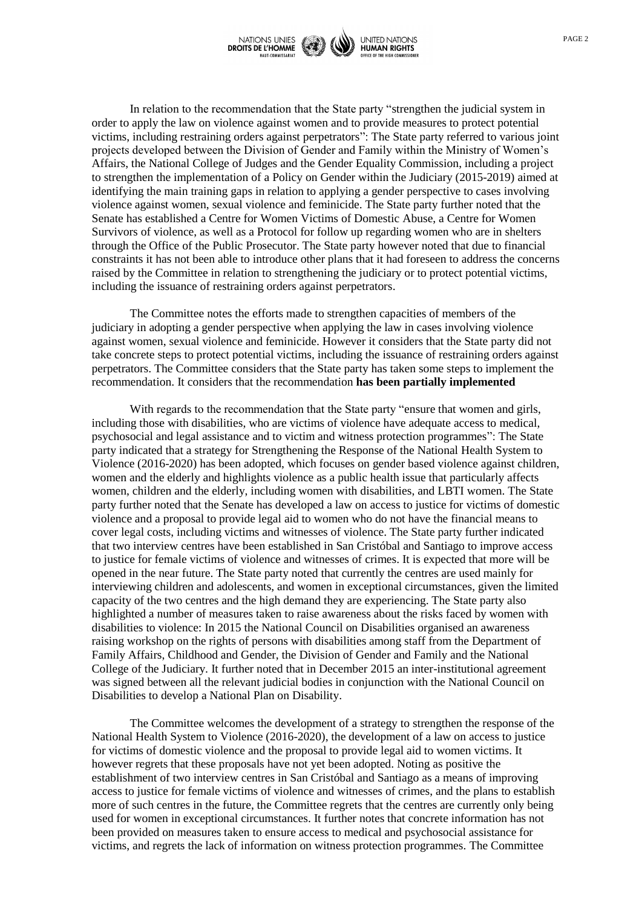In relation to the recommendation that the State party "strengthen the judicial system in order to apply the law on violence against women and to provide measures to protect potential victims, including restraining orders against perpetrators": The State party referred to various joint projects developed between the Division of Gender and Family within the Ministry of Women's Affairs, the National College of Judges and the Gender Equality Commission, including a project to strengthen the implementation of a Policy on Gender within the Judiciary (2015-2019) aimed at identifying the main training gaps in relation to applying a gender perspective to cases involving violence against women, sexual violence and feminicide. The State party further noted that the Senate has established a Centre for Women Victims of Domestic Abuse, a Centre for Women Survivors of violence, as well as a Protocol for follow up regarding women who are in shelters through the Office of the Public Prosecutor. The State party however noted that due to financial constraints it has not been able to introduce other plans that it had foreseen to address the concerns raised by the Committee in relation to strengthening the judiciary or to protect potential victims, including the issuance of restraining orders against perpetrators.

The Committee notes the efforts made to strengthen capacities of members of the judiciary in adopting a gender perspective when applying the law in cases involving violence against women, sexual violence and feminicide. However it considers that the State party did not take concrete steps to protect potential victims, including the issuance of restraining orders against perpetrators. The Committee considers that the State party has taken some steps to implement the recommendation. It considers that the recommendation **has been partially implemented**

With regards to the recommendation that the State party "ensure that women and girls, including those with disabilities, who are victims of violence have adequate access to medical, psychosocial and legal assistance and to victim and witness protection programmes": The State party indicated that a strategy for Strengthening the Response of the National Health System to Violence (2016-2020) has been adopted, which focuses on gender based violence against children, women and the elderly and highlights violence as a public health issue that particularly affects women, children and the elderly, including women with disabilities, and LBTI women. The State party further noted that the Senate has developed a law on access to justice for victims of domestic violence and a proposal to provide legal aid to women who do not have the financial means to cover legal costs, including victims and witnesses of violence. The State party further indicated that two interview centres have been established in San Cristóbal and Santiago to improve access to justice for female victims of violence and witnesses of crimes. It is expected that more will be opened in the near future. The State party noted that currently the centres are used mainly for interviewing children and adolescents, and women in exceptional circumstances, given the limited capacity of the two centres and the high demand they are experiencing. The State party also highlighted a number of measures taken to raise awareness about the risks faced by women with disabilities to violence: In 2015 the National Council on Disabilities organised an awareness raising workshop on the rights of persons with disabilities among staff from the Department of Family Affairs, Childhood and Gender, the Division of Gender and Family and the National College of the Judiciary. It further noted that in December 2015 an inter-institutional agreement was signed between all the relevant judicial bodies in conjunction with the National Council on Disabilities to develop a National Plan on Disability.

The Committee welcomes the development of a strategy to strengthen the response of the National Health System to Violence (2016-2020), the development of a law on access to justice for victims of domestic violence and the proposal to provide legal aid to women victims. It however regrets that these proposals have not yet been adopted. Noting as positive the establishment of two interview centres in San Cristóbal and Santiago as a means of improving access to justice for female victims of violence and witnesses of crimes, and the plans to establish more of such centres in the future, the Committee regrets that the centres are currently only being used for women in exceptional circumstances. It further notes that concrete information has not been provided on measures taken to ensure access to medical and psychosocial assistance for victims, and regrets the lack of information on witness protection programmes. The Committee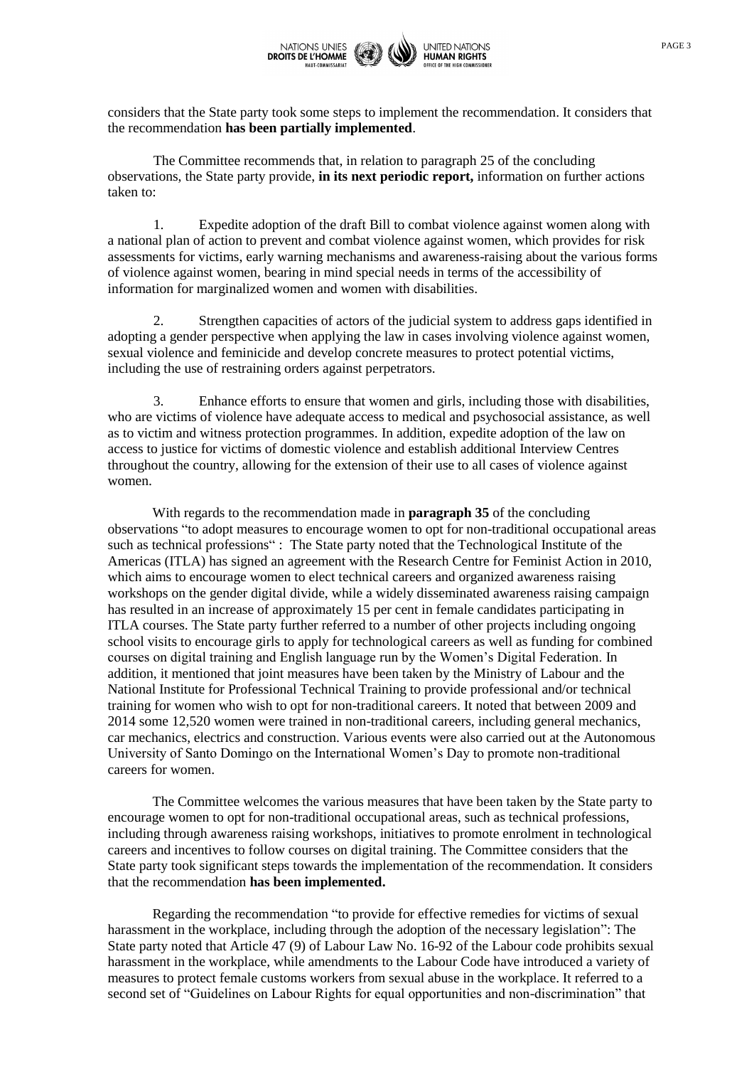considers that the State party took some steps to implement the recommendation. It considers that the recommendation **has been partially implemented**.

The Committee recommends that, in relation to paragraph 25 of the concluding observations, the State party provide, **in its next periodic report,** information on further actions taken to:

1. Expedite adoption of the draft Bill to combat violence against women along with a national plan of action to prevent and combat violence against women, which provides for risk assessments for victims, early warning mechanisms and awareness-raising about the various forms of violence against women, bearing in mind special needs in terms of the accessibility of information for marginalized women and women with disabilities.

2. Strengthen capacities of actors of the judicial system to address gaps identified in adopting a gender perspective when applying the law in cases involving violence against women, sexual violence and feminicide and develop concrete measures to protect potential victims, including the use of restraining orders against perpetrators.

3. Enhance efforts to ensure that women and girls, including those with disabilities, who are victims of violence have adequate access to medical and psychosocial assistance, as well as to victim and witness protection programmes. In addition, expedite adoption of the law on access to justice for victims of domestic violence and establish additional Interview Centres throughout the country, allowing for the extension of their use to all cases of violence against women.

With regards to the recommendation made in **paragraph 35** of the concluding observations "to adopt measures to encourage women to opt for non-traditional occupational areas such as technical professions" : The State party noted that the Technological Institute of the Americas (ITLA) has signed an agreement with the Research Centre for Feminist Action in 2010, which aims to encourage women to elect technical careers and organized awareness raising workshops on the gender digital divide, while a widely disseminated awareness raising campaign has resulted in an increase of approximately 15 per cent in female candidates participating in ITLA courses. The State party further referred to a number of other projects including ongoing school visits to encourage girls to apply for technological careers as well as funding for combined courses on digital training and English language run by the Women's Digital Federation. In addition, it mentioned that joint measures have been taken by the Ministry of Labour and the National Institute for Professional Technical Training to provide professional and/or technical training for women who wish to opt for non-traditional careers. It noted that between 2009 and 2014 some 12,520 women were trained in non-traditional careers, including general mechanics, car mechanics, electrics and construction. Various events were also carried out at the Autonomous University of Santo Domingo on the International Women's Day to promote non-traditional careers for women.

The Committee welcomes the various measures that have been taken by the State party to encourage women to opt for non-traditional occupational areas, such as technical professions, including through awareness raising workshops, initiatives to promote enrolment in technological careers and incentives to follow courses on digital training. The Committee considers that the State party took significant steps towards the implementation of the recommendation. It considers that the recommendation **has been implemented.**

Regarding the recommendation "to provide for effective remedies for victims of sexual harassment in the workplace, including through the adoption of the necessary legislation": The State party noted that Article 47 (9) of Labour Law No. 16-92 of the Labour code prohibits sexual harassment in the workplace, while amendments to the Labour Code have introduced a variety of measures to protect female customs workers from sexual abuse in the workplace. It referred to a second set of "Guidelines on Labour Rights for equal opportunities and non-discrimination" that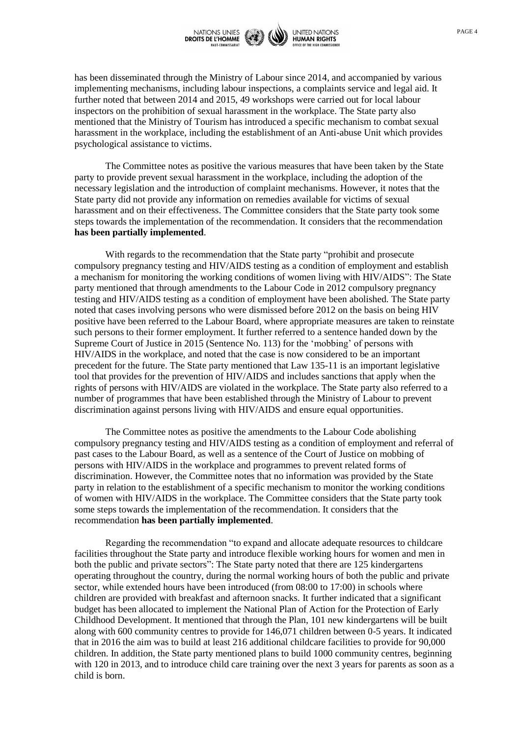has been disseminated through the Ministry of Labour since 2014, and accompanied by various implementing mechanisms, including labour inspections, a complaints service and legal aid. It further noted that between 2014 and 2015, 49 workshops were carried out for local labour inspectors on the prohibition of sexual harassment in the workplace. The State party also mentioned that the Ministry of Tourism has introduced a specific mechanism to combat sexual harassment in the workplace, including the establishment of an Anti-abuse Unit which provides psychological assistance to victims.

The Committee notes as positive the various measures that have been taken by the State party to provide prevent sexual harassment in the workplace, including the adoption of the necessary legislation and the introduction of complaint mechanisms. However, it notes that the State party did not provide any information on remedies available for victims of sexual harassment and on their effectiveness. The Committee considers that the State party took some steps towards the implementation of the recommendation. It considers that the recommendation **has been partially implemented**.

With regards to the recommendation that the State party "prohibit and prosecute compulsory pregnancy testing and HIV/AIDS testing as a condition of employment and establish a mechanism for monitoring the working conditions of women living with HIV/AIDS": The State party mentioned that through amendments to the Labour Code in 2012 compulsory pregnancy testing and HIV/AIDS testing as a condition of employment have been abolished. The State party noted that cases involving persons who were dismissed before 2012 on the basis on being HIV positive have been referred to the Labour Board, where appropriate measures are taken to reinstate such persons to their former employment. It further referred to a sentence handed down by the Supreme Court of Justice in 2015 (Sentence No. 113) for the 'mobbing' of persons with HIV/AIDS in the workplace, and noted that the case is now considered to be an important precedent for the future. The State party mentioned that Law 135-11 is an important legislative tool that provides for the prevention of HIV/AIDS and includes sanctions that apply when the rights of persons with HIV/AIDS are violated in the workplace. The State party also referred to a number of programmes that have been established through the Ministry of Labour to prevent discrimination against persons living with HIV/AIDS and ensure equal opportunities.

The Committee notes as positive the amendments to the Labour Code abolishing compulsory pregnancy testing and HIV/AIDS testing as a condition of employment and referral of past cases to the Labour Board, as well as a sentence of the Court of Justice on mobbing of persons with HIV/AIDS in the workplace and programmes to prevent related forms of discrimination. However, the Committee notes that no information was provided by the State party in relation to the establishment of a specific mechanism to monitor the working conditions of women with HIV/AIDS in the workplace. The Committee considers that the State party took some steps towards the implementation of the recommendation. It considers that the recommendation **has been partially implemented**.

Regarding the recommendation "to expand and allocate adequate resources to childcare facilities throughout the State party and introduce flexible working hours for women and men in both the public and private sectors": The State party noted that there are 125 kindergartens operating throughout the country, during the normal working hours of both the public and private sector, while extended hours have been introduced (from 08:00 to 17:00) in schools where children are provided with breakfast and afternoon snacks. It further indicated that a significant budget has been allocated to implement the National Plan of Action for the Protection of Early Childhood Development. It mentioned that through the Plan, 101 new kindergartens will be built along with 600 community centres to provide for 146,071 children between 0-5 years. It indicated that in 2016 the aim was to build at least 216 additional childcare facilities to provide for 90,000 children. In addition, the State party mentioned plans to build 1000 community centres, beginning with 120 in 2013, and to introduce child care training over the next 3 years for parents as soon as a child is born.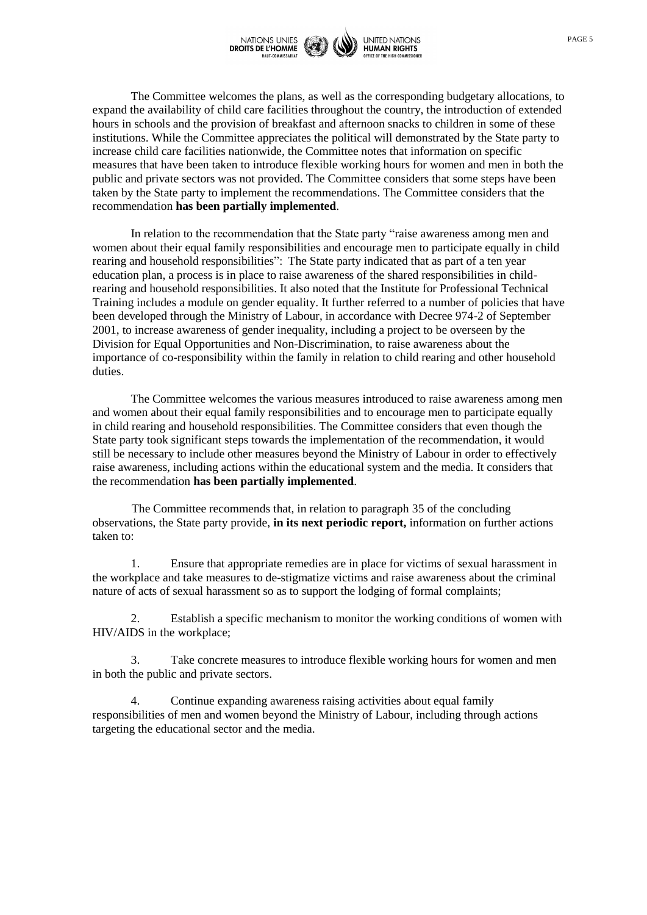The Committee welcomes the plans, as well as the corresponding budgetary allocations, to expand the availability of child care facilities throughout the country, the introduction of extended hours in schools and the provision of breakfast and afternoon snacks to children in some of these institutions. While the Committee appreciates the political will demonstrated by the State party to increase child care facilities nationwide, the Committee notes that information on specific measures that have been taken to introduce flexible working hours for women and men in both the public and private sectors was not provided. The Committee considers that some steps have been taken by the State party to implement the recommendations. The Committee considers that the recommendation **has been partially implemented**.

In relation to the recommendation that the State party "raise awareness among men and women about their equal family responsibilities and encourage men to participate equally in child rearing and household responsibilities": The State party indicated that as part of a ten year education plan, a process is in place to raise awareness of the shared responsibilities in child-rearing and household responsibilities. It also noted that the Institute for Professional Technical Training includes a module on gender equality. It further referred to a number of policies that have been developed through the Ministry of Labour, in accordance with Decree 974-2 of September 2001, to increase awareness of gender inequality, including a project to be overseen by the Division for Equal Opportunities and Non-Discrimination, to raise awareness about the importance of co-responsibility within the family in relation to child rearing and other household duties.

The Committee welcomes the various measures introduced to raise awareness among men and women about their equal family responsibilities and to encourage men to participate equally in child rearing and household responsibilities. The Committee considers that even though the State party took significant steps towards the implementation of the recommendation, it would still be necessary to include other measures beyond the Ministry of Labour in order to effectively raise awareness, including actions within the educational system and the media. It considers that the recommendation **has been partially implemented**.

The Committee recommends that, in relation to paragraph 35 of the concluding observations, the State party provide, **in its next periodic report,** information on further actions taken to:

1. Ensure that appropriate remedies are in place for victims of sexual harassment in the workplace and take measures to de-stigmatize victims and raise awareness about the criminal nature of acts of sexual harassment so as to support the lodging of formal complaints;

2. Establish a specific mechanism to monitor the working conditions of women with HIV/AIDS in the workplace;

3. Take concrete measures to introduce flexible working hours for women and men in both the public and private sectors.

4. Continue expanding awareness raising activities about equal family responsibilities of men and women beyond the Ministry of Labour, including through actions targeting the educational sector and the media.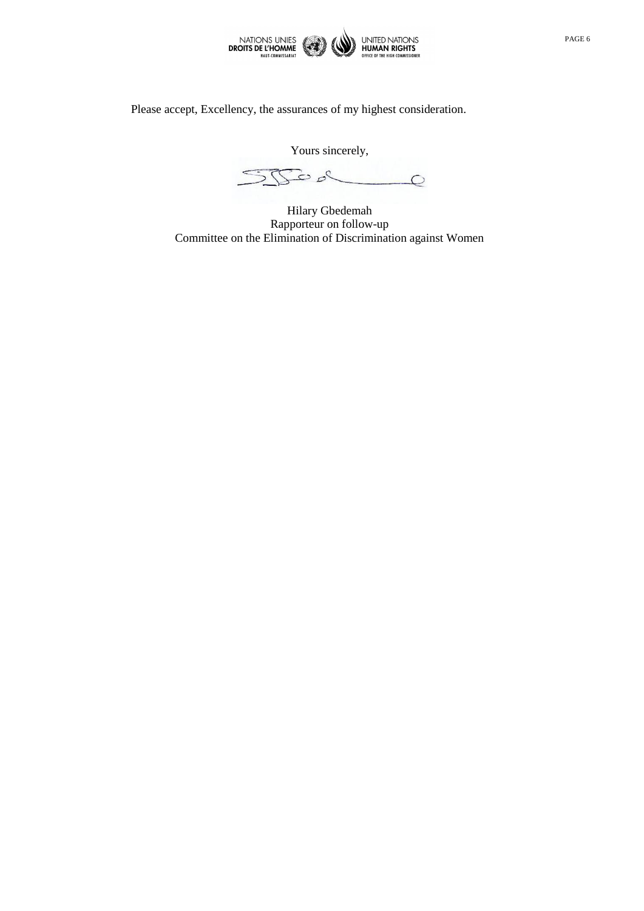Please accept, Excellency, the assurances of my highest consideration.

Yours sincerely,

Hilary Gbedemah  
Rapporteur on follow-up  
Committee on the Elimination of Discrimination against Women